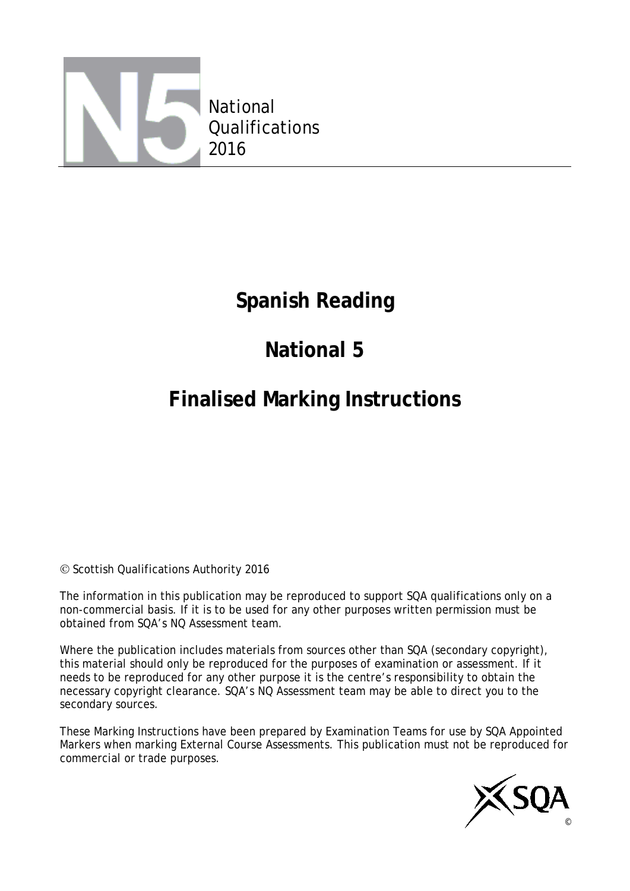National Qualifications 2016

# Spanish Reading

# National 5

# Finalised Marking Instructions

© Scottish Qualifications Authority 2016

The information in this publication may be reproduced to support SQA qualifications only on a non-commercial basis. If it is to be used for any other purposes written permission must be obtained from SQA's NQ Assessment team.

Where the publication includes materials from sources other than SQA (secondary copyright), this material should only be reproduced for the purposes of examination or assessment. If it needs to be reproduced for any other purpose it is the centre's responsibility to obtain the necessary copyright clearance. SQA's NQ Assessment team may be able to direct you to the secondary sources.

These Marking Instructions have been prepared by Examination Teams for use by SQA Appointed Markers when marking External Course Assessments. This publication must not be reproduced for commercial or trade purposes.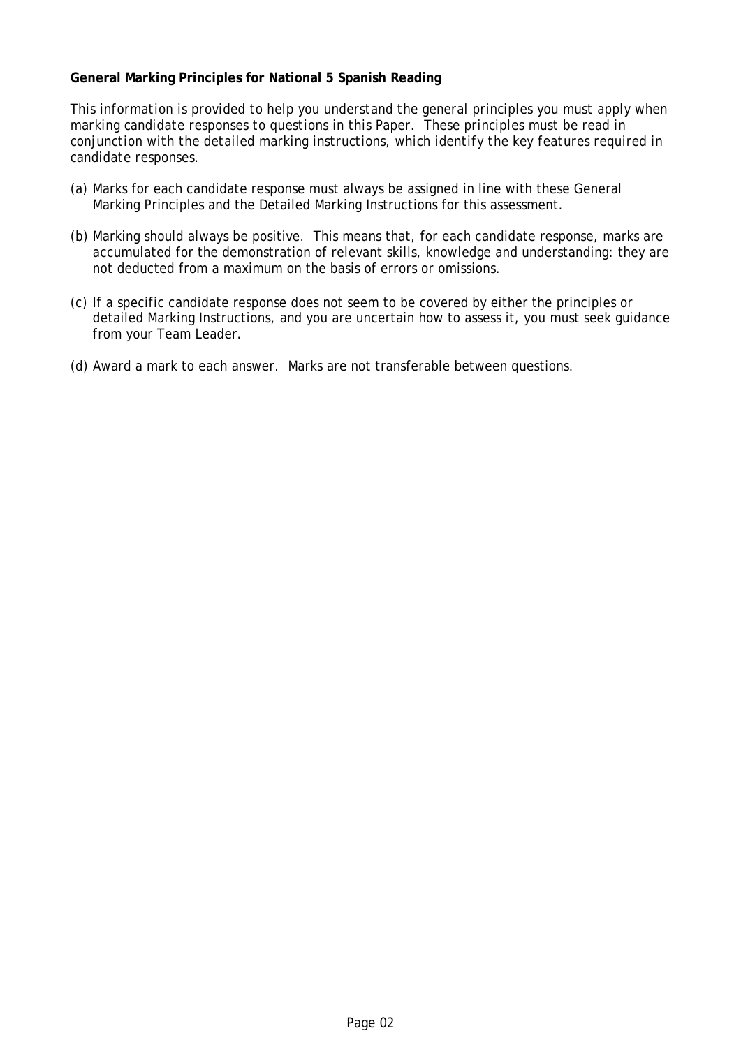**General Marking Principles for National 5 Spanish Reading**

*This information is provided to help you understand the general principles you must apply when marking candidate responses to questions in this Paper. These principles must be read in conjunction with the detailed marking instructions, which identify the key features required in candidate responses.*

(a) Marks for each candidate response must always be assigned in line with these General Marking Principles and the Detailed Marking Instructions for this assessment.

(b) Marking should always be positive. This means that, for each candidate response, marks are accumulated for the demonstration of relevant skills, knowledge and understanding: they are not deducted from a maximum on the basis of errors or omissions.

(c) If a specific candidate response does not seem to be covered by either the principles or detailed Marking Instructions, and you are uncertain how to assess it, you must seek guidance from your Team Leader.

(d) Award a mark to each answer. Marks are not transferable between questions.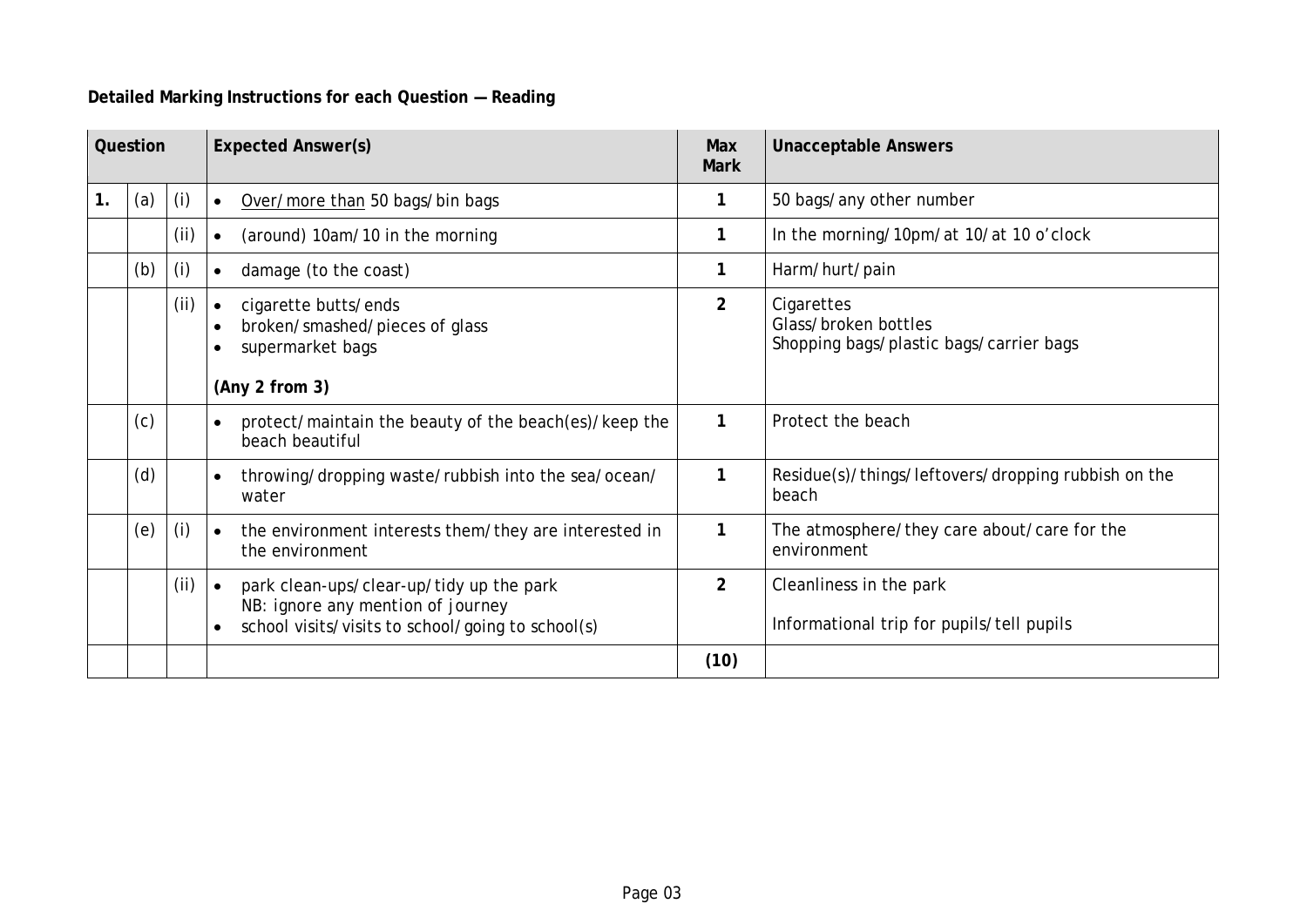**Detailed Marking Instructions for each Question — Reading**

| Question | | | Expected Answer(s) | Max Mark | Unacceptable Answers |
|---|---|---|---|---|---|
| 1. | (a) | (i) | • <u>Over/more than</u> 50 bags/bin bags | 1 | 50 bags/any other number |
| | | (ii) | • (around) 10am/10 in the morning | 1 | In the morning/10pm/at 10/at 10 o'clock |
| | (b) | (i) | • damage (to the coast) | 1 | Harm/hurt/pain |
| | | (ii) | • cigarette butts/ends<br>• broken/smashed/pieces of glass<br>• supermarket bags<br><br>**(Any 2 from 3)** | 2 | Cigarettes<br>Glass/broken bottles<br>Shopping bags/plastic bags/carrier bags |
| | (c) | | • protect/maintain the beauty of the beach(es)/keep the beach beautiful | 1 | Protect the beach |
| | (d) | | • throwing/dropping waste/rubbish into the sea/ocean/water | 1 | Residue(s)/things/leftovers/dropping rubbish on the beach |
| | (e) | (i) | • the environment interests them/they are interested in the environment | 1 | The atmosphere/they care about/care for the environment |
| | | (ii) | • park clean-ups/clear-up/tidy up the park<br>NB: ignore any mention of journey<br>• school visits/visits to school/going to school(s) | 2 | Cleanliness in the park<br><br>Informational trip for pupils/tell pupils |
| | | | | **(10)** | |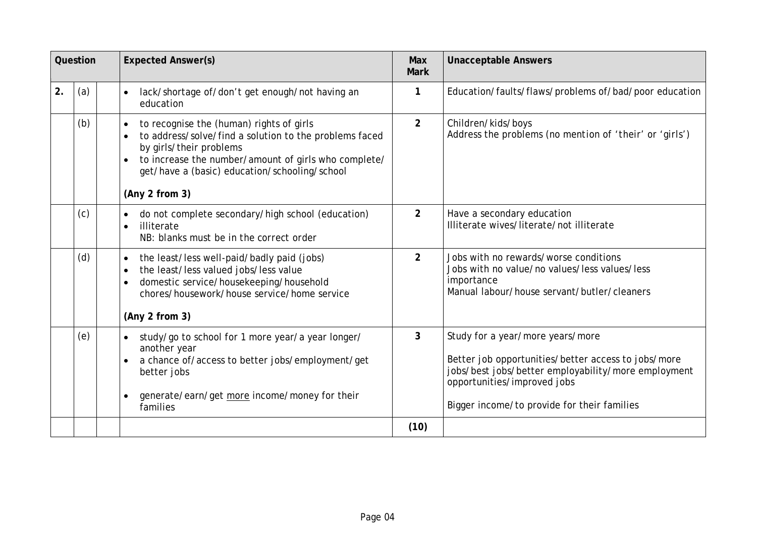| Question | | | Expected Answer(s) | Max Mark | Unacceptable Answers |
|---|---|---|---|---|---|
| 2. | (a) | | • lack/shortage of/don't get enough/not having an education | 1 | Education/faults/flaws/problems of/bad/poor education |
| | (b) | | • to recognise the (human) rights of girls<br>• to address/solve/find a solution to the problems faced by girls/their problems<br>• to increase the number/amount of girls who complete/get/have a (basic) education/schooling/school<br><br>**(Any 2 from 3)** | 2 | Children/kids/boys<br>Address the problems (no mention of 'their' or 'girls') |
| | (c) | | • do not complete secondary/high school (education)<br>• illiterate<br>NB: blanks must be in the correct order | 2 | Have a secondary education<br>Illiterate wives/literate/not illiterate |
| | (d) | | • the least/less well-paid/badly paid (jobs)<br>• the least/less valued jobs/less value<br>• domestic service/housekeeping/household chores/housework/house service/home service<br><br>**(Any 2 from 3)** | 2 | Jobs with no rewards/worse conditions<br>Jobs with no value/no values/less values/less importance<br>Manual labour/house servant/butler/cleaners |
| | (e) | | • study/go to school for 1 more year/a year longer/another year<br>• a chance of/access to better jobs/employment/get better jobs<br><br>• generate/earn/get <u>more</u> income/money for their families | 3 | Study for a year/more years/more<br><br>Better job opportunities/better access to jobs/more jobs/best jobs/better employability/more employment opportunities/improved jobs<br><br>Bigger income/to provide for their families |
| | | | | **(10)** | |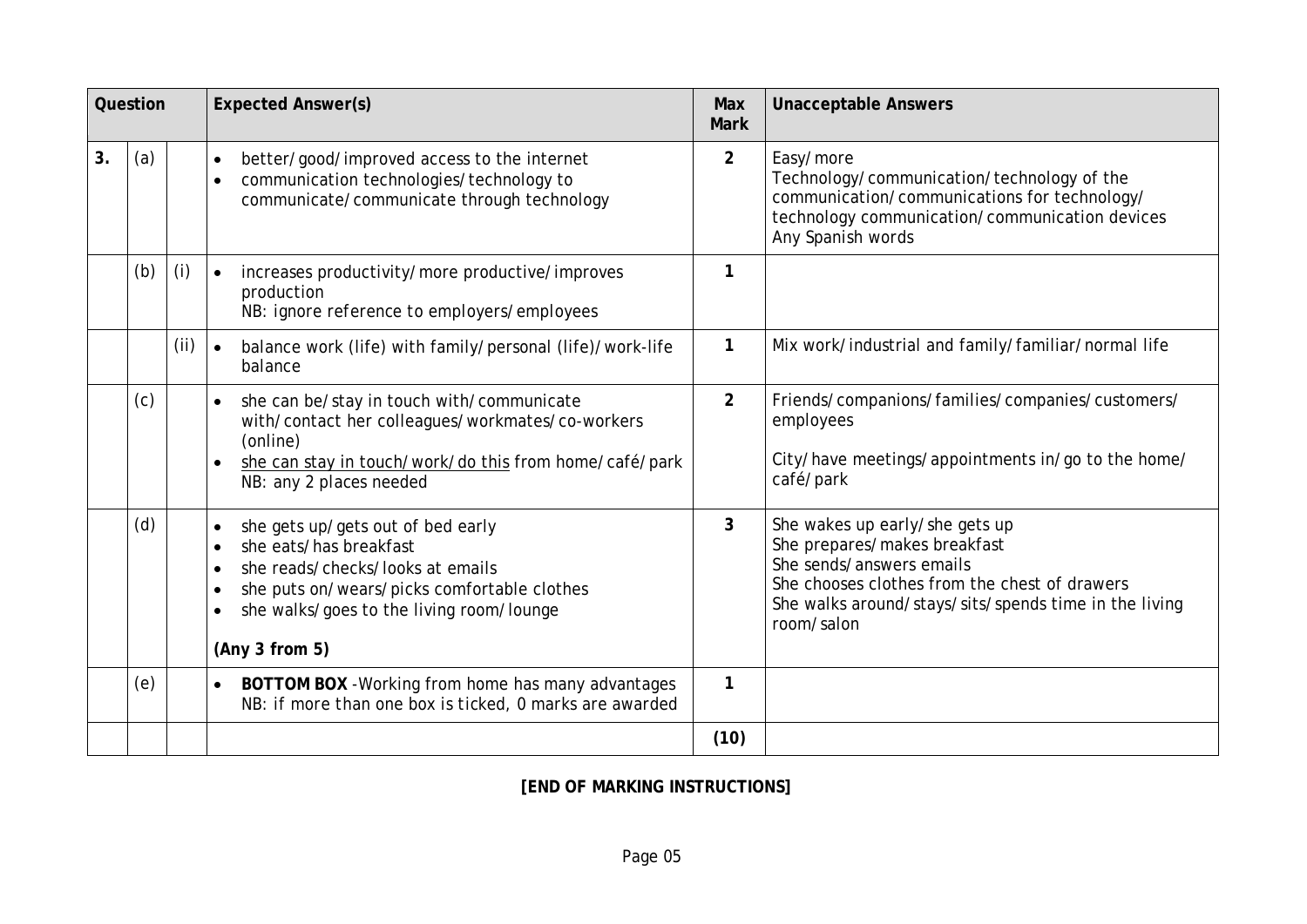| Question | | | Expected Answer(s) | Max Mark | Unacceptable Answers |
|---|---|---|---|---|---|
| 3. | (a) | | • better/good/improved access to the internet<br>• communication technologies/technology to communicate/communicate through technology | 2 | Easy/more<br>Technology/communication/technology of the communication/communications for technology/ technology communication/communication devices<br>Any Spanish words |
| | (b) | (i) | • increases productivity/more productive/improves production<br>NB: ignore reference to employers/employees | 1 | |
| | | (ii) | • balance work (life) with family/personal (life)/work-life balance | 1 | Mix work/industrial and family/familiar/normal life |
| | (c) | | • she can be/stay in touch with/communicate with/contact her colleagues/workmates/co-workers (online)<br>• <u>she can stay in touch/work/do this</u> from home/café/park<br>NB: any 2 places needed | 2 | Friends/companions/families/companies/customers/ employees<br><br>City/have meetings/appointments in/go to the home/ café/park |
| | (d) | | • she gets up/gets out of bed early<br>• she eats/has breakfast<br>• she reads/checks/looks at emails<br>• she puts on/wears/picks comfortable clothes<br>• she walks/goes to the living room/lounge<br><br>**(Any 3 from 5)** | 3 | She wakes up early/she gets up<br>She prepares/makes breakfast<br>She sends/answers emails<br>She chooses clothes from the chest of drawers<br>She walks around/stays/sits/spends time in the living room/salon |
| | (e) | | • **BOTTOM BOX** -Working from home has many advantages<br>NB: if more than one box is ticked, 0 marks are awarded | 1 | |
| | | | | **(10)** | |

**[END OF MARKING INSTRUCTIONS]**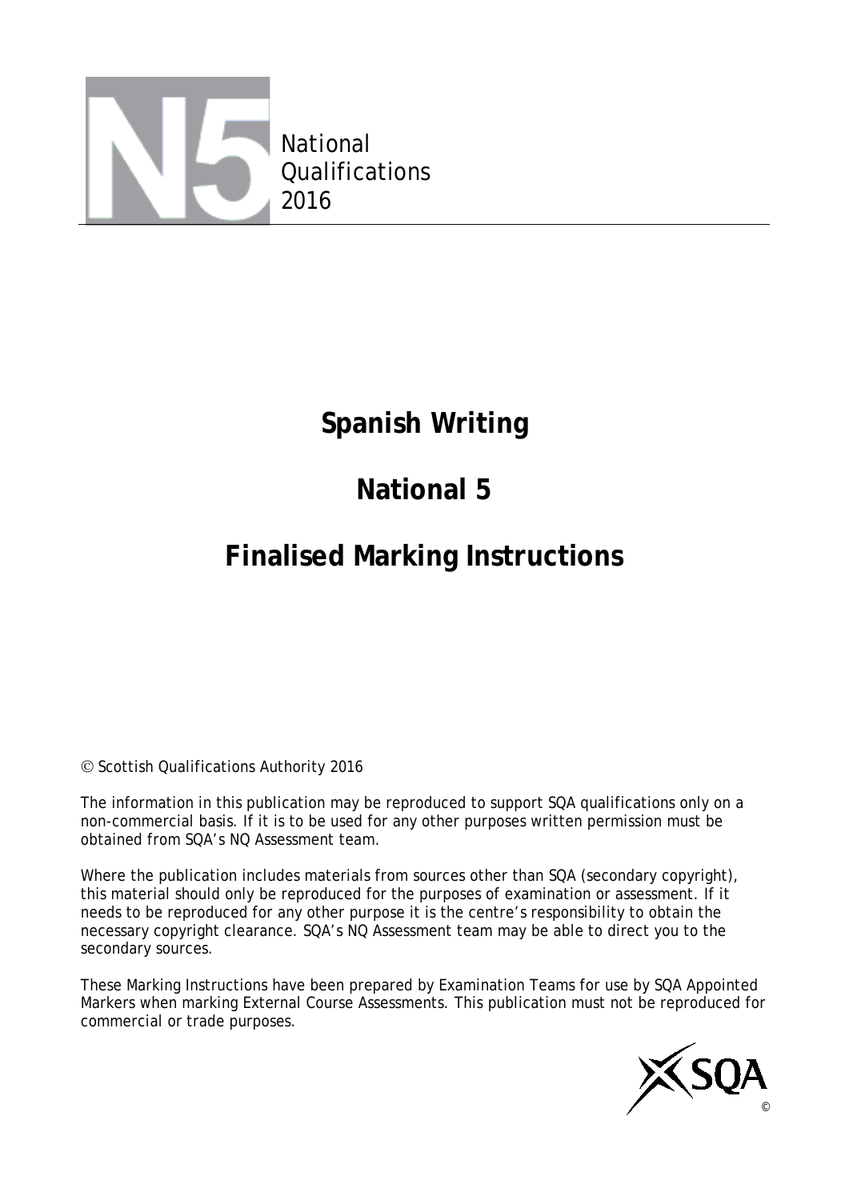National
Qualifications
2016

# Spanish Writing

# National 5

# Finalised Marking Instructions

© Scottish Qualifications Authority 2016

The information in this publication may be reproduced to support SQA qualifications only on a non-commercial basis. If it is to be used for any other purposes written permission must be obtained from SQA's NQ Assessment team.

Where the publication includes materials from sources other than SQA (secondary copyright), this material should only be reproduced for the purposes of examination or assessment. If it needs to be reproduced for any other purpose it is the centre's responsibility to obtain the necessary copyright clearance. SQA's NQ Assessment team may be able to direct you to the secondary sources.

These Marking Instructions have been prepared by Examination Teams for use by SQA Appointed Markers when marking External Course Assessments. This publication must not be reproduced for commercial or trade purposes.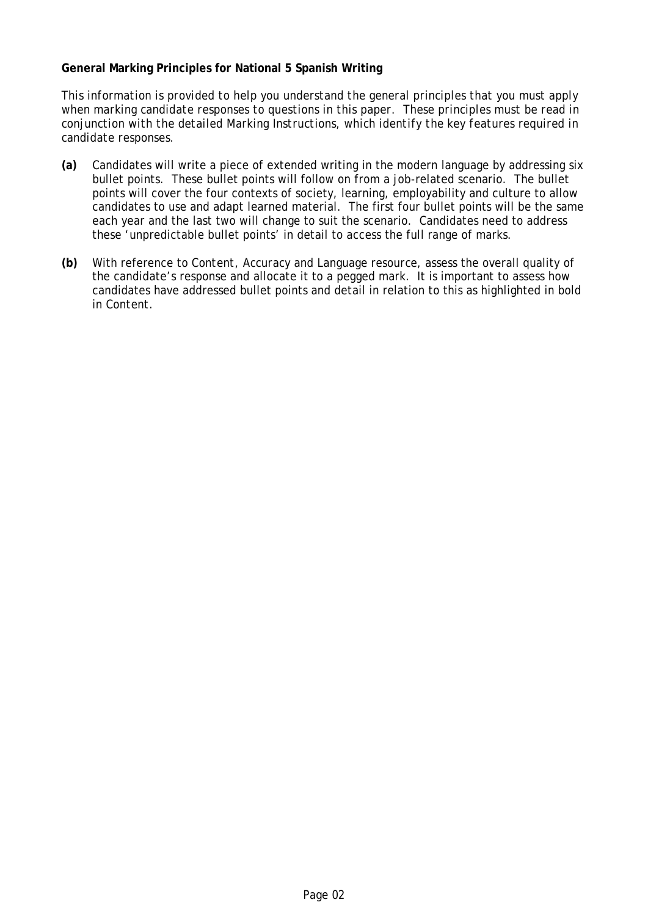**General Marking Principles for National 5 Spanish Writing**

*This information is provided to help you understand the general principles that you must apply when marking candidate responses to questions in this paper. These principles must be read in conjunction with the detailed Marking Instructions, which identify the key features required in candidate responses.*

**(a)** Candidates will write a piece of extended writing in the modern language by addressing six bullet points. These bullet points will follow on from a job-related scenario. The bullet points will cover the four contexts of society, learning, employability and culture to allow candidates to use and adapt learned material. The first four bullet points will be the same each year and the last two will change to suit the scenario. Candidates need to address these 'unpredictable bullet points' in detail to access the full range of marks.

**(b)** With reference to Content, Accuracy and Language resource, assess the overall quality of the candidate's response and allocate it to a pegged mark. It is important to assess how candidates have addressed bullet points and detail in relation to this as highlighted in bold in Content.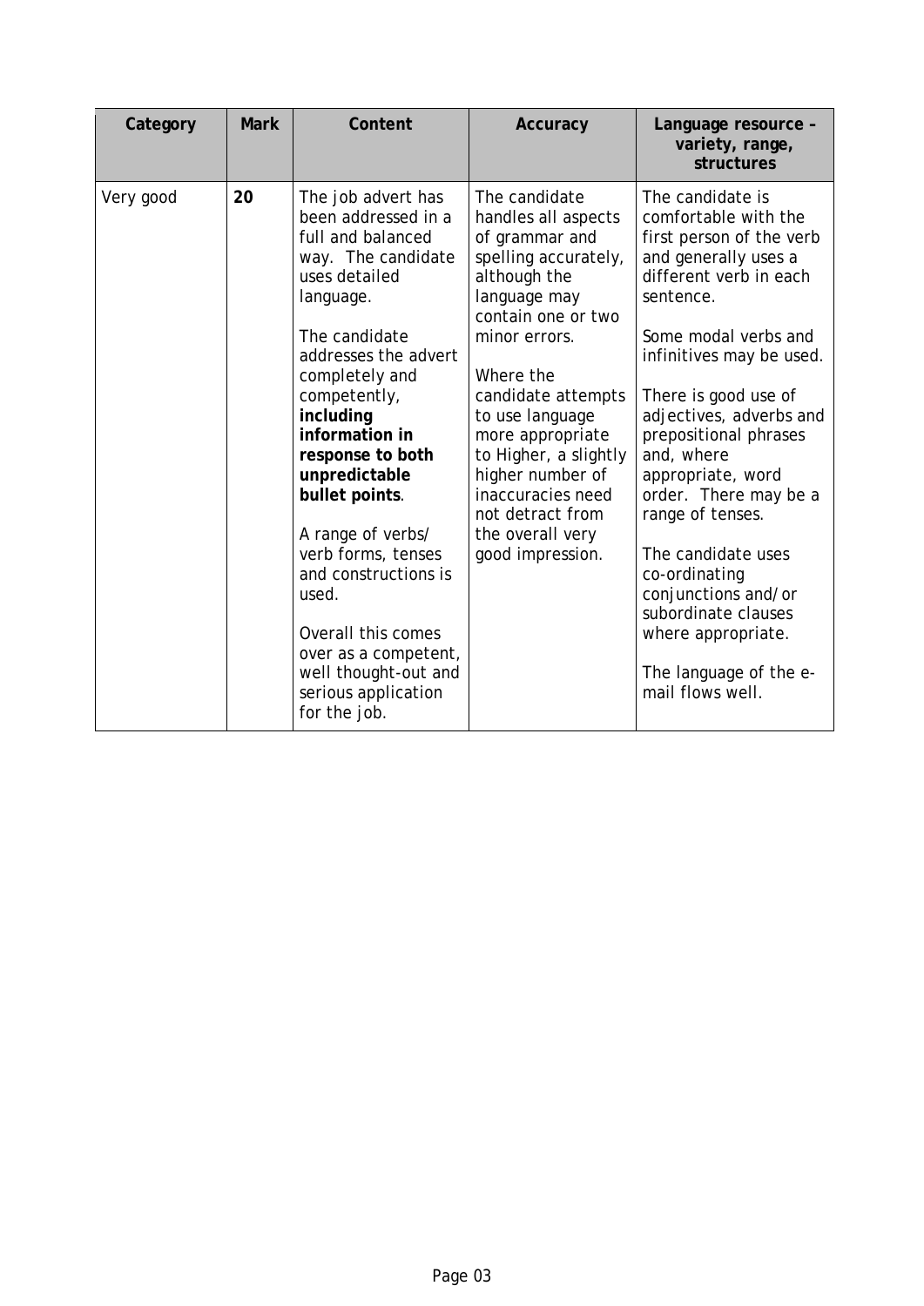| Category | Mark | Content | Accuracy | Language resource – variety, range, structures |
|---|---|---|---|---|
| Very good | **20** | The job advert has been addressed in a full and balanced way. The candidate uses detailed language.<br><br>The candidate addresses the advert completely and competently, **including information in response to both unpredictable bullet points**.<br><br>A range of verbs/ verb forms, tenses and constructions is used.<br><br>Overall this comes over as a competent, well thought-out and serious application for the job. | The candidate handles all aspects of grammar and spelling accurately, although the language may contain one or two minor errors.<br><br>Where the candidate attempts to use language more appropriate to Higher, a slightly higher number of inaccuracies need not detract from the overall very good impression. | The candidate is comfortable with the first person of the verb and generally uses a different verb in each sentence.<br><br>Some modal verbs and infinitives may be used.<br><br>There is good use of adjectives, adverbs and prepositional phrases and, where appropriate, word order. There may be a range of tenses.<br><br>The candidate uses co-ordinating conjunctions and/or subordinate clauses where appropriate.<br><br>The language of the e-mail flows well. |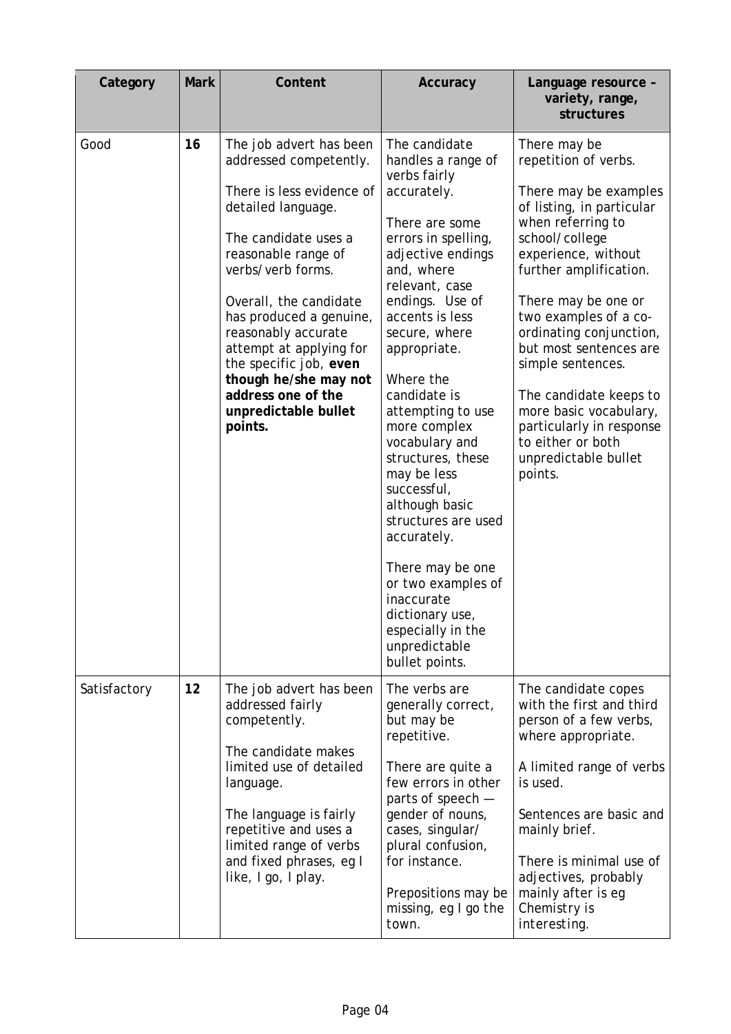| Category | Mark | Content | Accuracy | Language resource – variety, range, structures |
| --- | --- | --- | --- | --- |
| Good | **16** | The job advert has been addressed competently.<br><br>There is less evidence of detailed language.<br><br>The candidate uses a reasonable range of verbs/verb forms.<br><br>Overall, the candidate has produced a genuine, reasonably accurate attempt at applying for the specific job, **even though he/she may not address one of the unpredictable bullet points.** | The candidate handles a range of verbs fairly accurately.<br><br>There are some errors in spelling, adjective endings and, where relevant, case endings. Use of accents is less secure, where appropriate.<br><br>Where the candidate is attempting to use more complex vocabulary and structures, these may be less successful, although basic structures are used accurately.<br><br>There may be one or two examples of inaccurate dictionary use, especially in the unpredictable bullet points. | There may be repetition of verbs.<br><br>There may be examples of listing, in particular when referring to school/college experience, without further amplification.<br><br>There may be one or two examples of a co-ordinating conjunction, but most sentences are simple sentences.<br><br>The candidate keeps to more basic vocabulary, particularly in response to either or both unpredictable bullet points. |
| Satisfactory | **12** | The job advert has been addressed fairly competently.<br><br>The candidate makes limited use of detailed language.<br><br>The language is fairly repetitive and uses a limited range of verbs and fixed phrases, eg I like, I go, I play. | The verbs are generally correct, but may be repetitive.<br><br>There are quite a few errors in other parts of speech — gender of nouns, cases, singular/ plural confusion, for instance.<br><br>Prepositions may be missing, eg I go the town. | The candidate copes with the first and third person of a few verbs, where appropriate.<br><br>A limited range of verbs is used.<br><br>Sentences are basic and mainly brief.<br><br>There is minimal use of adjectives, probably mainly after is eg Chemistry is interesting. |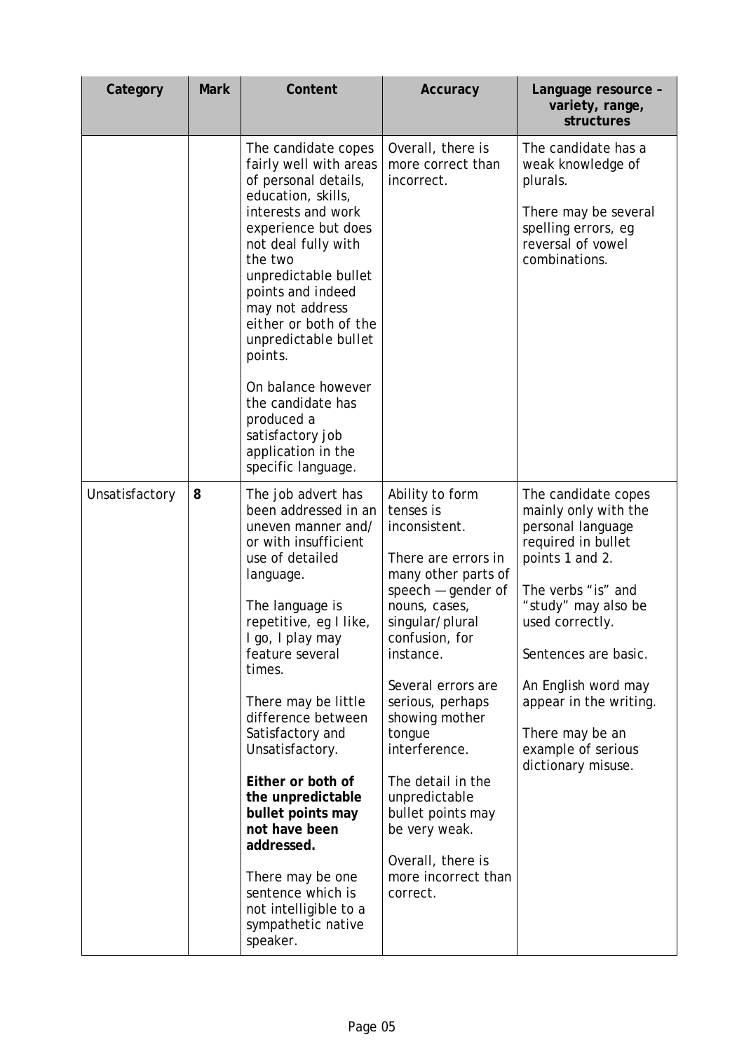| Category | Mark | Content | Accuracy | Language resource – variety, range, structures |
| --- | --- | --- | --- | --- |
| | | The candidate copes fairly well with areas of personal details, education, skills, interests and work experience but does not deal fully with the two unpredictable bullet points and indeed may not address either or both of the unpredictable bullet points.<br><br>On balance however the candidate has produced a satisfactory job application in the specific language. | Overall, there is more correct than incorrect. | The candidate has a weak knowledge of plurals.<br><br>There may be several spelling errors, eg reversal of vowel combinations. |
| Unsatisfactory | **8** | The job advert has been addressed in an uneven manner and/ or with insufficient use of detailed language.<br><br>The language is repetitive, eg I like, I go, I play may feature several times.<br><br>There may be little difference between Satisfactory and Unsatisfactory.<br><br>**Either or both of the unpredictable bullet points may not have been addressed.**<br><br>There may be one sentence which is not intelligible to a sympathetic native speaker. | Ability to form tenses is inconsistent.<br><br>There are errors in many other parts of speech — gender of nouns, cases, singular/plural confusion, for instance.<br><br>Several errors are serious, perhaps showing mother tongue interference.<br><br>The detail in the unpredictable bullet points may be very weak.<br><br>Overall, there is more incorrect than correct. | The candidate copes mainly only with the personal language required in bullet points 1 and 2.<br><br>The verbs "is" and "study" may also be used correctly.<br><br>Sentences are basic.<br><br>An English word may appear in the writing.<br><br>There may be an example of serious dictionary misuse. |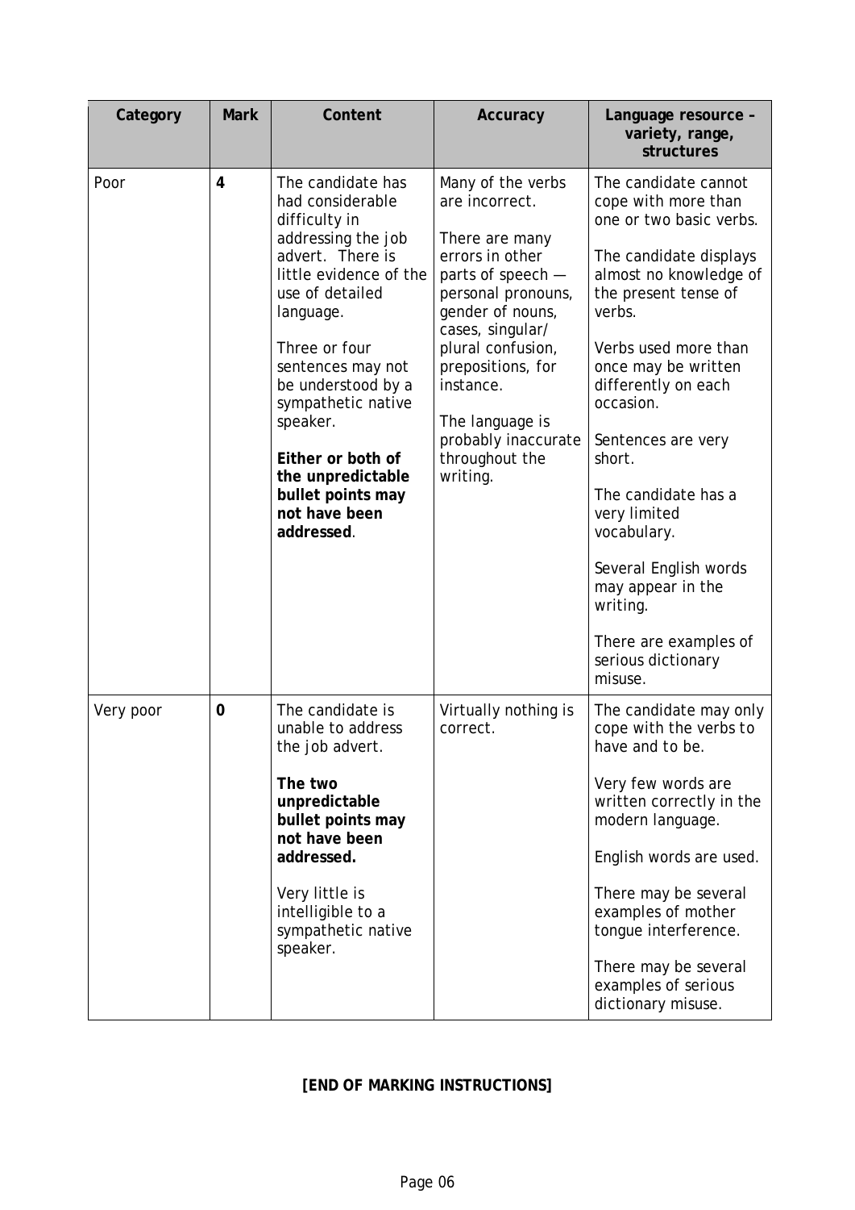| Category | Mark | Content | Accuracy | Language resource – variety, range, structures |
| --- | --- | --- | --- | --- |
| Poor | **4** | The candidate has had considerable difficulty in addressing the job advert. There is little evidence of the use of detailed language.<br><br>Three or four sentences may not be understood by a sympathetic native speaker.<br><br>**Either or both of the unpredictable bullet points may not have been addressed**. | Many of the verbs are incorrect.<br><br>There are many errors in other parts of speech — personal pronouns, gender of nouns, cases, singular/ plural confusion, prepositions, for instance.<br><br>The language is probably inaccurate throughout the writing. | The candidate cannot cope with more than one or two basic verbs.<br><br>The candidate displays almost no knowledge of the present tense of verbs.<br><br>Verbs used more than once may be written differently on each occasion.<br><br>Sentences are very short.<br><br>The candidate has a very limited vocabulary.<br><br>Several English words may appear in the writing.<br><br>There are examples of serious dictionary misuse. |
| Very poor | **0** | The candidate is unable to address the job advert.<br><br>**The two unpredictable bullet points may not have been addressed.**<br><br>Very little is intelligible to a sympathetic native speaker. | Virtually nothing is correct. | The candidate may only cope with the verbs to have and to be.<br><br>Very few words are written correctly in the modern language.<br><br>English words are used.<br><br>There may be several examples of mother tongue interference.<br><br>There may be several examples of serious dictionary misuse. |

**[END OF MARKING INSTRUCTIONS]**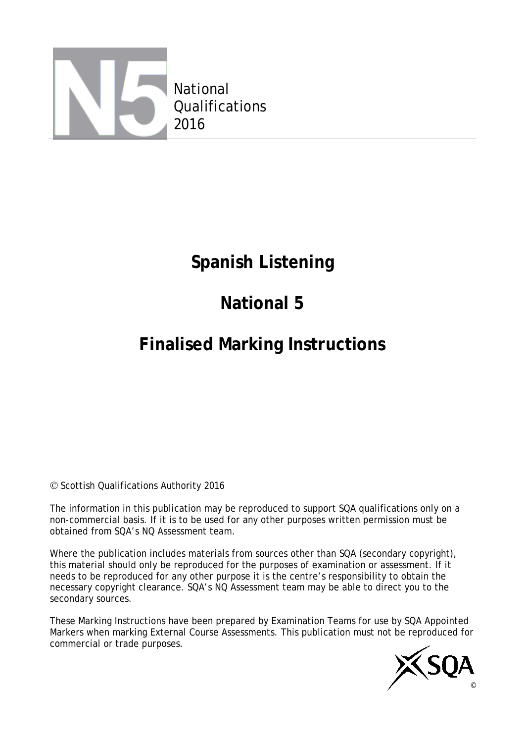National Qualifications 2016

# Spanish Listening

# National 5

# Finalised Marking Instructions

© Scottish Qualifications Authority 2016

The information in this publication may be reproduced to support SQA qualifications only on a non-commercial basis. If it is to be used for any other purposes written permission must be obtained from SQA's NQ Assessment team.

Where the publication includes materials from sources other than SQA (secondary copyright), this material should only be reproduced for the purposes of examination or assessment. If it needs to be reproduced for any other purpose it is the centre's responsibility to obtain the necessary copyright clearance. SQA's NQ Assessment team may be able to direct you to the secondary sources.

These Marking Instructions have been prepared by Examination Teams for use by SQA Appointed Markers when marking External Course Assessments. This publication must not be reproduced for commercial or trade purposes.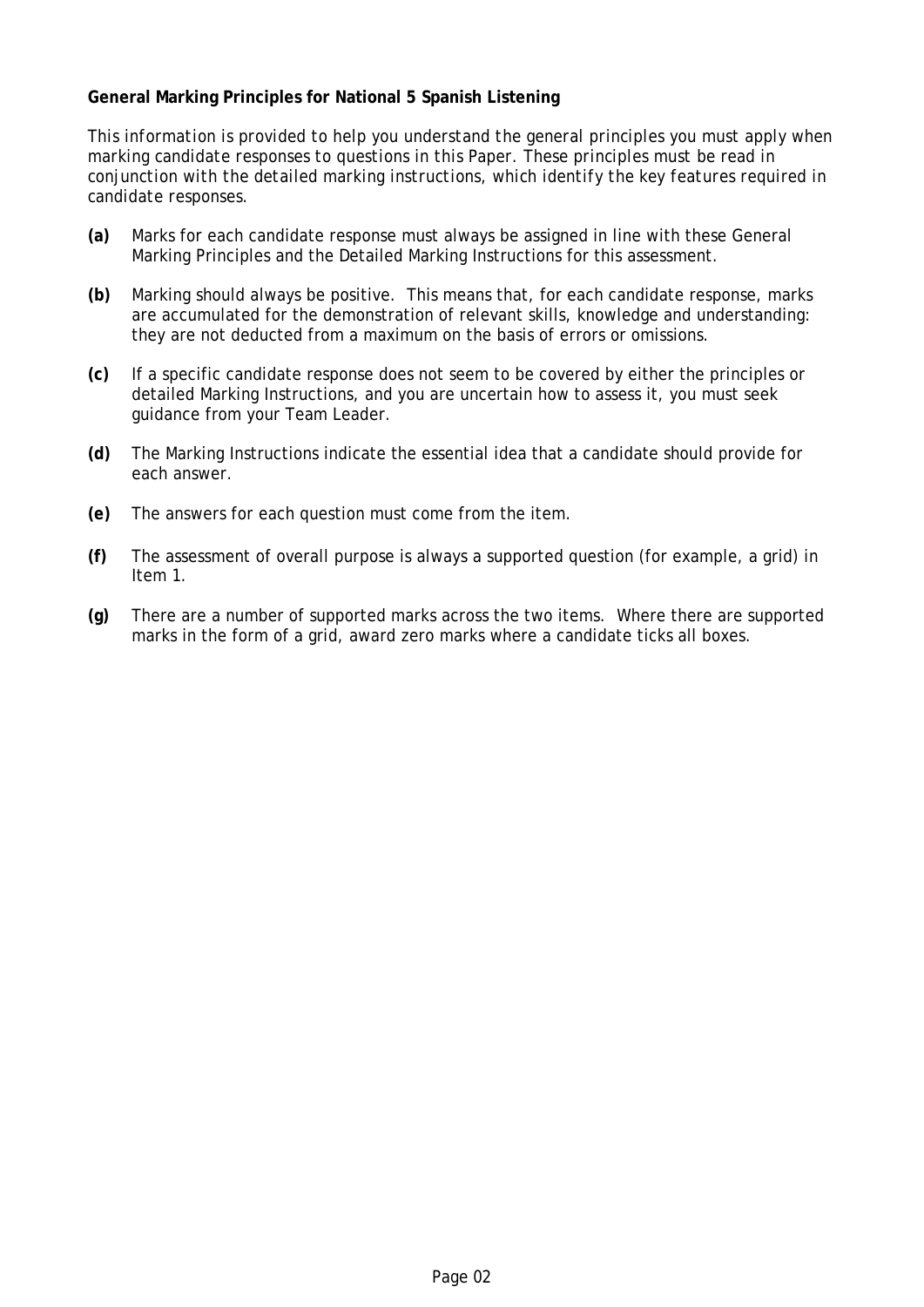**General Marking Principles for National 5 Spanish Listening**

*This information is provided to help you understand the general principles you must apply when marking candidate responses to questions in this Paper. These principles must be read in conjunction with the detailed marking instructions, which identify the key features required in candidate responses.*

**(a)** Marks for each candidate response must always be assigned in line with these General Marking Principles and the Detailed Marking Instructions for this assessment.

**(b)** Marking should always be positive. This means that, for each candidate response, marks are accumulated for the demonstration of relevant skills, knowledge and understanding: they are not deducted from a maximum on the basis of errors or omissions.

**(c)** If a specific candidate response does not seem to be covered by either the principles or detailed Marking Instructions, and you are uncertain how to assess it, you must seek guidance from your Team Leader.

**(d)** The Marking Instructions indicate the essential idea that a candidate should provide for each answer.

**(e)** The answers for each question must come from the item.

**(f)** The assessment of overall purpose is always a supported question (for example, a grid) in Item 1.

**(g)** There are a number of supported marks across the two items. Where there are supported marks in the form of a grid, award zero marks where a candidate ticks all boxes.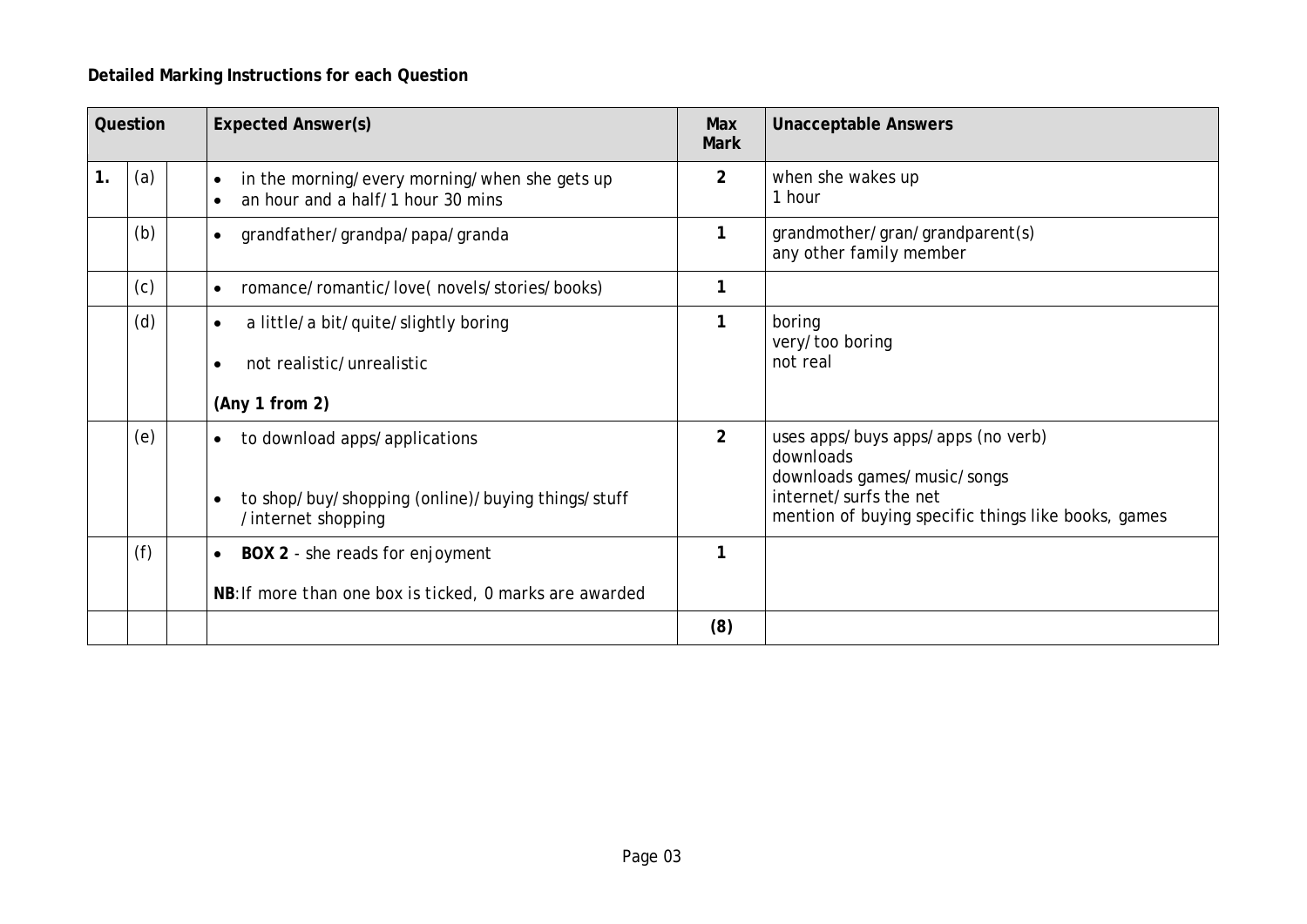**Detailed Marking Instructions for each Question**

| Question | | | Expected Answer(s) | Max Mark | Unacceptable Answers |
|---|---|---|---|---|---|
| 1. | (a) | | • in the morning/every morning/when she gets up<br>• an hour and a half/1 hour 30 mins | 2 | when she wakes up<br>1 hour |
| | (b) | | • grandfather/grandpa/papa/granda | 1 | grandmother/gran/grandparent(s)<br>any other family member |
| | (c) | | • romance/romantic/love( novels/stories/books) | 1 | |
| | (d) | | • a little/a bit/quite/slightly boring<br>• not realistic/unrealistic<br>**(Any 1 from 2)** | 1 | boring<br>very/too boring<br>not real |
| | (e) | | • to download apps/applications<br>• to shop/buy/shopping (online)/buying things/stuff /internet shopping | 2 | uses apps/buys apps/apps (no verb)<br>downloads<br>downloads games/music/songs<br>internet/surfs the net<br>mention of buying specific things like books, games |
| | (f) | | • **BOX 2** - she reads for enjoyment<br>**NB**:If more than one box is ticked, 0 marks are awarded | 1 | |
| | | | | **(8)** | |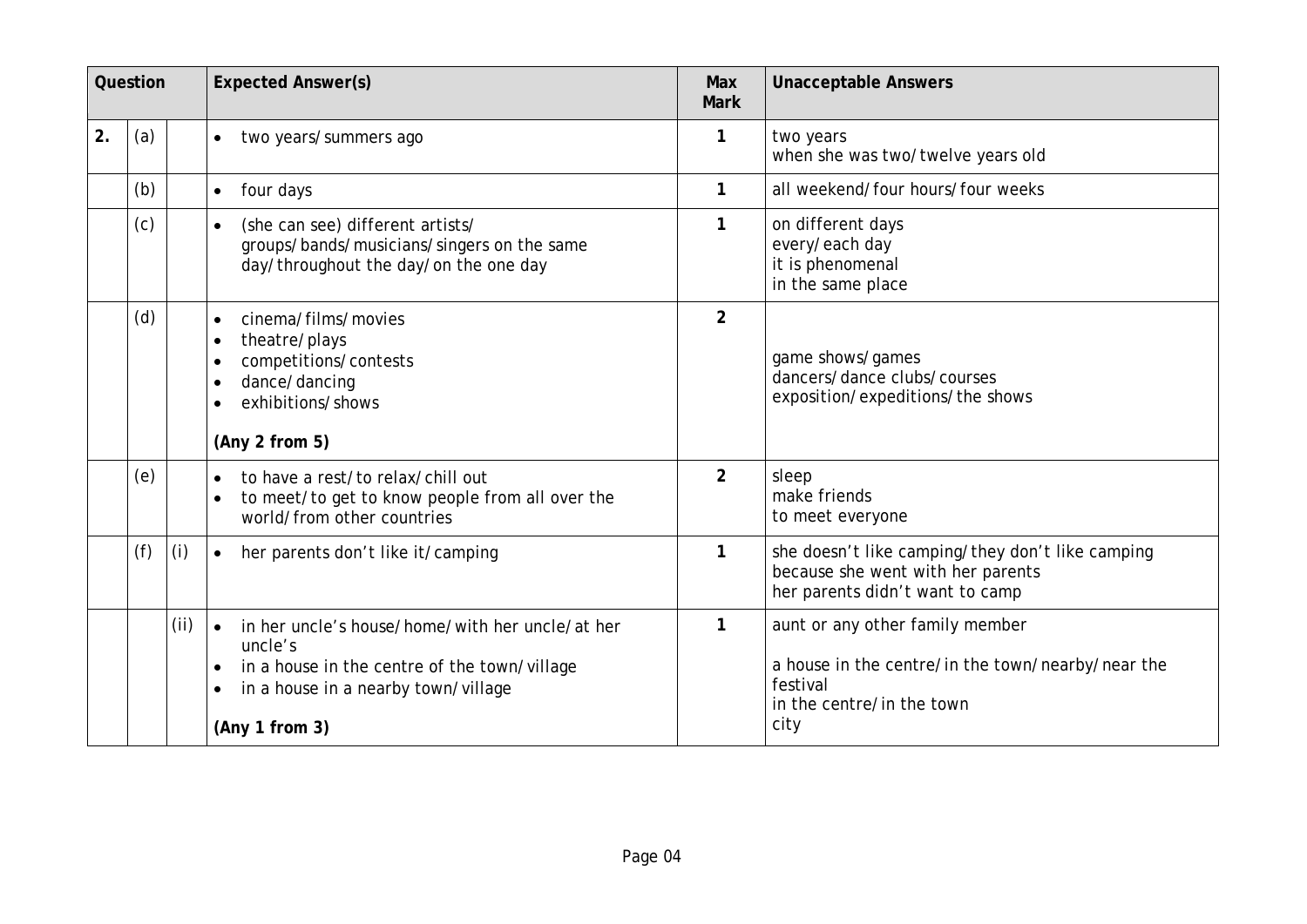| Question | | | Expected Answer(s) | Max Mark | Unacceptable Answers |
|---|---|---|---|---|---|
| 2. | (a) | | • two years/summers ago | 1 | two years<br>when she was two/twelve years old |
| | (b) | | • four days | 1 | all weekend/four hours/four weeks |
| | (c) | | • (she can see) different artists/groups/bands/musicians/singers on the same day/throughout the day/on the one day | 1 | on different days<br>every/each day<br>it is phenomenal<br>in the same place |
| | (d) | | • cinema/films/movies<br>• theatre/plays<br>• competitions/contests<br>• dance/dancing<br>• exhibitions/shows<br><br>**(Any 2 from 5)** | 2 | game shows/games<br>dancers/dance clubs/courses<br>exposition/expeditions/the shows |
| | (e) | | • to have a rest/to relax/chill out<br>• to meet/to get to know people from all over the world/from other countries | 2 | sleep<br>make friends<br>to meet everyone |
| | (f) | (i) | • her parents don't like it/camping | 1 | she doesn't like camping/they don't like camping<br>because she went with her parents<br>her parents didn't want to camp |
| | | (ii) | • in her uncle's house/home/with her uncle/at her uncle's<br>• in a house in the centre of the town/village<br>• in a house in a nearby town/village<br><br>**(Any 1 from 3)** | 1 | aunt or any other family member<br><br>a house in the centre/in the town/nearby/near the festival<br>in the centre/in the town<br>city |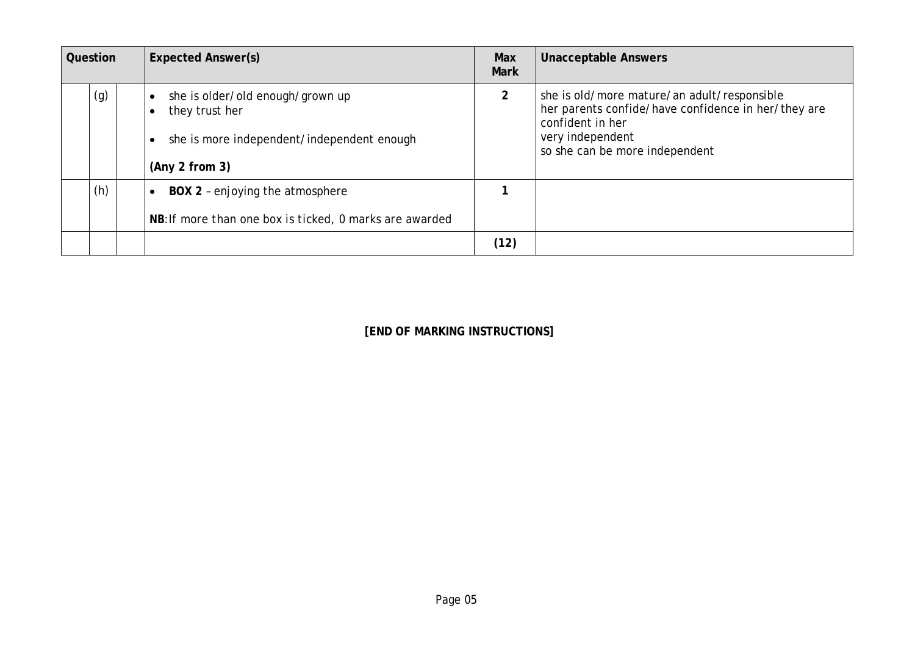| Question | | | Expected Answer(s) | Max Mark | Unacceptable Answers |
|---|---|---|---|---|---|
| | (g) | | • she is older/old enough/grown up<br>• they trust her<br><br>• she is more independent/independent enough<br><br>**(Any 2 from 3)** | 2 | she is old/more mature/an adult/responsible<br>her parents confide/have confidence in her/they are confident in her<br>very independent<br>so she can be more independent |
| | (h) | | • **BOX 2** – enjoying the atmosphere<br><br>**NB**: If more than one box is ticked, 0 marks are awarded | 1 | |
| | | | | (12) | |

**[END OF MARKING INSTRUCTIONS]**